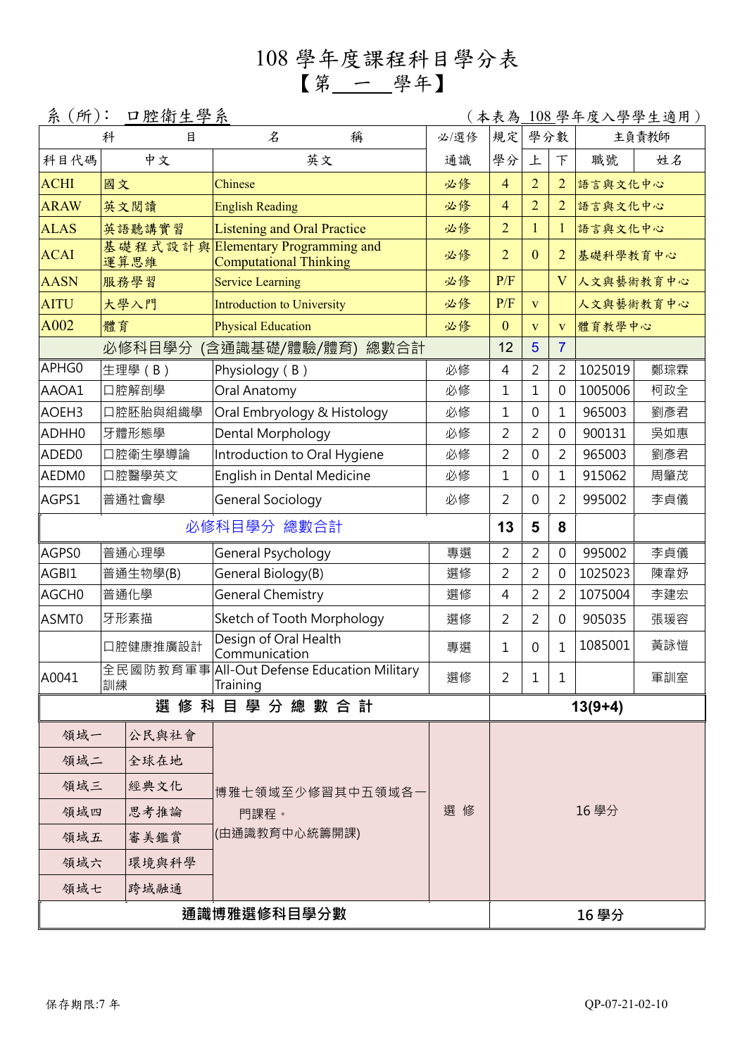# 108 學年度課程科目學分表

## 【第 一 學年】

系（所）： 口腔衛生學系　　　　（本表為 108 學年度入學學生適用）

| 科目代碼 | 中文 | 英文 | 必/選修 通識 | 規定學分 | 學分數 上 | 學分數 下 | 主負責教師 職號 | 姓名 |
|---|---|---|---|---|---|---|---|---|
| ACHI | 國文 | Chinese | 必修 | 4 | 2 | 2 | 語言與文化中心 | |
| ARAW | 英文閱讀 | English Reading | 必修 | 4 | 2 | 2 | 語言與文化中心 | |
| ALAS | 英語聽講實習 | Listening and Oral Practice | 必修 | 2 | 1 | 1 | 語言與文化中心 | |
| ACAI | 基礎程式設計與運算思維 | Elementary Programming and Computational Thinking | 必修 | 2 | 0 | 2 | 基礎科學教育中心 | |
| AASN | 服務學習 | Service Learning | 必修 | P/F | | V | 人文與藝術教育中心 | |
| AITU | 大學入門 | Introduction to University | 必修 | P/F | v | | 人文與藝術教育中心 | |
| A002 | 體育 | Physical Education | 必修 | 0 | v | v | 體育教學中心 | |
| | 必修科目學分 (含通識基礎/體驗/體育) 總數合計 | | | 12 | 5 | 7 | | |
| APHG0 | 生理學（B） | Physiology（B） | 必修 | 4 | 2 | 2 | 1025019 | 鄭琮霖 |
| AAOA1 | 口腔解剖學 | Oral Anatomy | 必修 | 1 | 1 | 0 | 1005006 | 柯政全 |
| AOEH3 | 口腔胚胎與組織學 | Oral Embryology & Histology | 必修 | 1 | 0 | 1 | 965003 | 劉彥君 |
| ADHH0 | 牙體形態學 | Dental Morphology | 必修 | 2 | 2 | 0 | 900131 | 吳如惠 |
| ADED0 | 口腔衛生學導論 | Introduction to Oral Hygiene | 必修 | 2 | 0 | 2 | 965003 | 劉彥君 |
| AEDM0 | 口腔醫學英文 | English in Dental Medicine | 必修 | 1 | 0 | 1 | 915062 | 周肇茂 |
| AGPS1 | 普通社會學 | General Sociology | 必修 | 2 | 0 | 2 | 995002 | 李貞儀 |
| | 必修科目學分 總數合計 | | | 13 | 5 | 8 | | |
| AGPS0 | 普通心理學 | General Psychology | 專選 | 2 | 2 | 0 | 995002 | 李貞儀 |
| AGBI1 | 普通生物學(B) | General Biology(B) | 選修 | 2 | 2 | 0 | 1025023 | 陳韋妤 |
| AGCH0 | 普通化學 | General Chemistry | 選修 | 4 | 2 | 2 | 1075004 | 李建宏 |
| ASMT0 | 牙形素描 | Sketch of Tooth Morphology | 選修 | 2 | 2 | 0 | 905035 | 張瑗容 |
| | 口腔健康推廣設計 | Design of Oral Health Communication | 專選 | 1 | 0 | 1 | 1085001 | 黃詠愷 |
| A0041 | 全民國防教育軍事訓練 | All-Out Defense Education Military Training | 選修 | 2 | 1 | 1 | | 軍訓室 |
| | 選修科目學分總數合計 | | | 13(9+4) | | | | |

| 領域 | 名稱 | 說明 | 必/選修 | 學分 |
|---|---|---|---|---|
| 領域一 | 公民與社會 | 博雅七領域至少修習其中五領域各一門課程。(由通識教育中心統籌開課) | 選修 | 16 學分 |
| 領域二 | 全球在地 | | | |
| 領域三 | 經典文化 | | | |
| 領域四 | 思考推論 | | | |
| 領域五 | 審美鑑賞 | | | |
| 領域六 | 環境與科學 | | | |
| 領域七 | 跨域融通 | | | |
| | 通識博雅選修科目學分數 | | | 16 學分 |

保存期限:7 年　　　　QP-07-21-02-10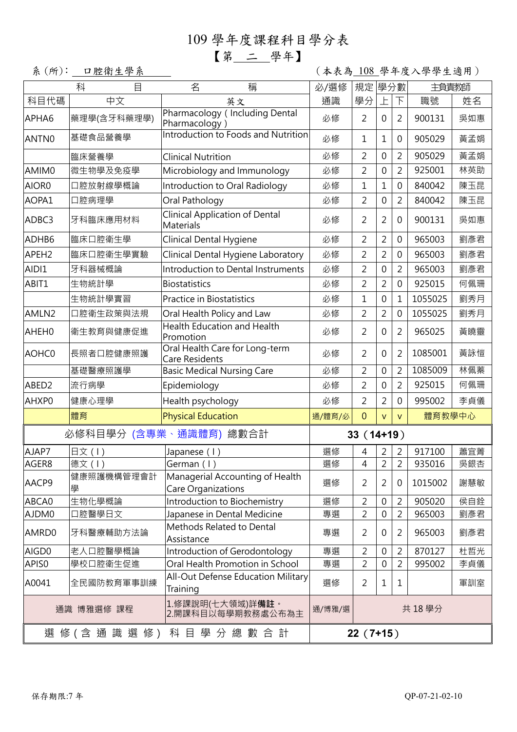# 109 學年度課程科目學分表

## 【第＿二＿學年】

系 (所)：＿口腔衛生學系＿　　　　　　　　（本表為＿108＿學年度入學學生適用）

| 科目 | | 名稱 | | 必/選修 | 規定 | 學分數 | | 主負責教師 | |
|---|---|---|---|---|---|---|---|---|---|
| 科目代碼 | 中文 | | 英文 | 通識 | 學分 | 上 | 下 | 職號 | 姓名 |
| APHA6 | 藥理學(含牙科藥理學) | | Pharmacology ( Including Dental Pharmacology ) | 必修 | 2 | 0 | 2 | 900131 | 吳如惠 |
| ANTN0 | 基礎食品營養學 | | Introduction to Foods and Nutrition | 必修 | 1 | 1 | 0 | 905029 | 黃孟娟 |
| | 臨床營養學 | | Clinical Nutrition | 必修 | 2 | 0 | 2 | 905029 | 黃孟娟 |
| AMIM0 | 微生物學及免疫學 | | Microbiology and Immunology | 必修 | 2 | 0 | 2 | 925001 | 林英助 |
| AIOR0 | 口腔放射線學概論 | | Introduction to Oral Radiology | 必修 | 1 | 1 | 0 | 840042 | 陳玉昆 |
| AOPA1 | 口腔病理學 | | Oral Pathology | 必修 | 2 | 0 | 2 | 840042 | 陳玉昆 |
| ADBC3 | 牙科臨床應用材料 | | Clinical Application of Dental Materials | 必修 | 2 | 2 | 0 | 900131 | 吳如惠 |
| ADHB6 | 臨床口腔衛生學 | | Clinical Dental Hygiene | 必修 | 2 | 2 | 0 | 965003 | 劉彥君 |
| APEH2 | 臨床口腔衛生學實驗 | | Clinical Dental Hygiene Laboratory | 必修 | 2 | 2 | 0 | 965003 | 劉彥君 |
| AIDI1 | 牙科器械概論 | | Introduction to Dental Instruments | 必修 | 2 | 0 | 2 | 965003 | 劉彥君 |
| ABIT1 | 生物統計學 | | Biostatistics | 必修 | 2 | 2 | 0 | 925015 | 何佩珊 |
| | 生物統計學實習 | | Practice in Biostatistics | 必修 | 1 | 0 | 1 | 1055025 | 劉秀月 |
| AMLN2 | 口腔衛生政策與法規 | | Oral Health Policy and Law | 必修 | 2 | 2 | 0 | 1055025 | 劉秀月 |
| AHEH0 | 衛生教育與健康促進 | | Health Education and Health Promotion | 必修 | 2 | 0 | 2 | 965025 | 黃曉靈 |
| AOHC0 | 長照者口腔健康照護 | | Oral Health Care for Long-term Care Residents | 必修 | 2 | 0 | 2 | 1085001 | 黃詠愷 |
| | 基礎醫療照護學 | | Basic Medical Nursing Care | 必修 | 2 | 0 | 2 | 1085009 | 林佩蓁 |
| ABED2 | 流行病學 | | Epidemiology | 必修 | 2 | 0 | 2 | 925015 | 何佩珊 |
| AHXP0 | 健康心理學 | | Health psychology | 必修 | 2 | 2 | 0 | 995002 | 李貞儀 |
| | 體育 | | Physical Education | 通/體育/必 | 0 | v | v | 體育教學中心 | |
| 必修科目學分 (含專業、通識體育) 總數合計 | | | | 33（14+19） | | | | | |
| AJAP7 | 日文 ( I ) | | Japanese ( I ) | 選修 | 4 | 2 | 2 | 917100 | 蕭宜蓍 |
| AGER8 | 德文 ( I ) | | German ( I ) | 選修 | 4 | 2 | 2 | 935016 | 吳銀杏 |
| AACP9 | 健康照護機構管理會計學 | | Managerial Accounting of Health Care Organizations | 選修 | 2 | 2 | 0 | 1015002 | 謝慧敏 |
| ABCA0 | 生物化學概論 | | Introduction to Biochemistry | 選修 | 2 | 0 | 2 | 905020 | 侯自銓 |
| AJDM0 | 口腔醫學日文 | | Japanese in Dental Medicine | 專選 | 2 | 0 | 2 | 965003 | 劉彥君 |
| AMRD0 | 牙科醫療輔助方法論 | | Methods Related to Dental Assistance | 專選 | 2 | 0 | 2 | 965003 | 劉彥君 |
| AIGD0 | 老人口腔醫學概論 | | Introduction of Gerodontology | 專選 | 2 | 0 | 2 | 870127 | 杜哲光 |
| APIS0 | 學校口腔衛生促進 | | Oral Health Promotion in School | 專選 | 2 | 0 | 2 | 995002 | 李貞儀 |
| A0041 | 全民國防教育軍事訓練 | | All-Out Defense Education Military Training | 選修 | 2 | 1 | 1 | | 軍訓室 |
| 通識 博雅選修 課程 | | | 1.修課說明(七大領域)詳**備註**。<br>2.開課科目以每學期教務處公布為主 | 通/博雅/選 | 共 18 學分 | | | | |
| 選修(含通識選修)科目學分總數合計 | | | | 22（7+15） | | | | | |

保存期限:7 年　　　　QP-07-21-02-10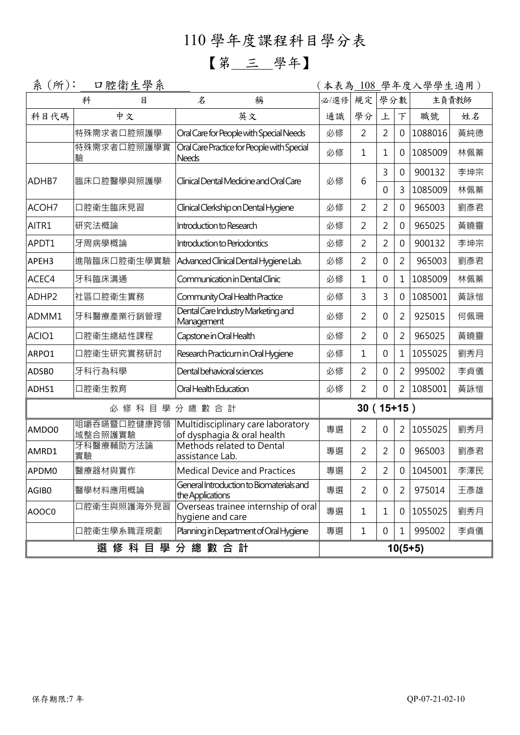# 110 學年度課程科目學分表

## 【第 三 學年】

系 (所)： 口腔衛生學系　　　　（本表為 108 學年度入學學生適用）

| 科目 | | 名稱 | 必/選修 | 規定 | 學分數 | | 主負責教師 | |
|---|---|---|---|---|---|---|---|---|
| 科目代碼 | 中文 | 英文 | 通識 | 學分 | 上 | 下 | 職號 | 姓名 |
| | 特殊需求者口腔照護學 | Oral Care for People with Special Needs | 必修 | 2 | 2 | 0 | 1088016 | 黃純德 |
| | 特殊需求者口腔照護學實驗 | Oral Care Practice for People with Special Needs | 必修 | 1 | 1 | 0 | 1085009 | 林佩蓁 |
| ADHB7 | 臨床口腔醫學與照護學 | Clinical Dental Medicine and Oral Care | 必修 | 6 | 3 | 0 | 900132 | 李坤宗 |
| | | | | | 0 | 3 | 1085009 | 林佩蓁 |
| ACOH7 | 口腔衛生臨床見習 | Clinical Clerkship on Dental Hygiene | 必修 | 2 | 2 | 0 | 965003 | 劉彥君 |
| AITR1 | 研究法概論 | Introduction to Research | 必修 | 2 | 2 | 0 | 965025 | 黃曉靈 |
| APDT1 | 牙周病學概論 | Introduction to Periodontics | 必修 | 2 | 2 | 0 | 900132 | 李坤宗 |
| APEH3 | 進階臨床口腔衛生學實驗 | Advanced Clinical Dental Hygiene Lab. | 必修 | 2 | 0 | 2 | 965003 | 劉彥君 |
| ACEC4 | 牙科臨床溝通 | Communication in Dental Clinic | 必修 | 1 | 0 | 1 | 1085009 | 林佩蓁 |
| ADHP2 | 社區口腔衛生實務 | Community Oral Health Practice | 必修 | 3 | 3 | 0 | 1085001 | 黃詠愷 |
| ADMM1 | 牙科醫療產業行銷管理 | Dental Care Industry Marketing and Management | 必修 | 2 | 0 | 2 | 925015 | 何佩珊 |
| ACIO1 | 口腔衛生總結性課程 | Capstone in Oral Health | 必修 | 2 | 0 | 2 | 965025 | 黃曉靈 |
| ARPO1 | 口腔衛生研究實務研討 | Research Practicum in Oral Hygiene | 必修 | 1 | 0 | 1 | 1055025 | 劉秀月 |
| ADSB0 | 牙科行為科學 | Dental behavioral sciences | 必修 | 2 | 0 | 2 | 995002 | 李貞儀 |
| ADHS1 | 口腔衛生教育 | Oral Health Education | 必修 | 2 | 0 | 2 | 1085001 | 黃詠愷 |
| 必修科目學分總數合計 | | | 30（15+15） | | | | | |
| AMDO0 | 咀嚼吞嚥暨口腔健康跨領域整合照護實驗 | Multidisciplinary care laboratory of dysphagia & oral health | 專選 | 2 | 0 | 2 | 1055025 | 劉秀月 |
| AMRD1 | 牙科醫療輔助方法論實驗 | Methods related to Dental assistance Lab. | 專選 | 2 | 2 | 0 | 965003 | 劉彥君 |
| APDM0 | 醫療器材與實作 | Medical Device and Practices | 專選 | 2 | 2 | 0 | 1045001 | 李澤民 |
| AGIB0 | 醫學材料應用概論 | General Introduction to Biomaterials and the Applications | 專選 | 2 | 0 | 2 | 975014 | 王彥雄 |
| AOOC0 | 口腔衛生與照護海外見習 | Overseas trainee internship of oral hygiene and care | 專選 | 1 | 1 | 0 | 1055025 | 劉秀月 |
| | 口腔衛生學系職涯規劃 | Planning in Department of Oral Hygiene | 專選 | 1 | 0 | 1 | 995002 | 李貞儀 |
| **選修科目學分總數合計** | | | **10(5+5)** | | | | | |

保存期限:7 年　　　　QP-07-21-02-10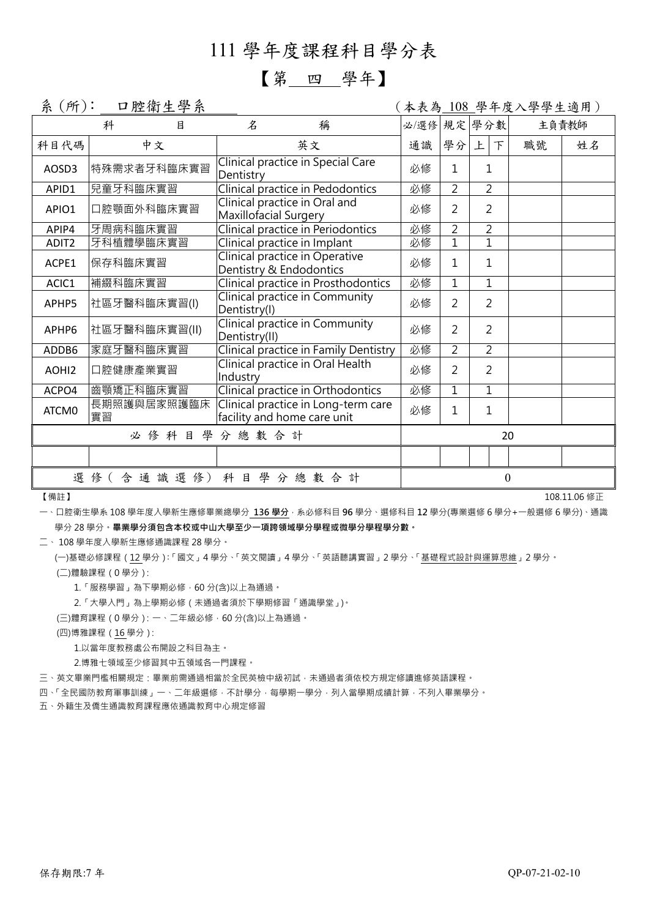# 111 學年度課程科目學分表

## 【第 四 學年】

系 (所)： 口腔衛生學系　　　　（本表為 108 學年度入學學生適用）

| 科目代碼 | 中文 | 英文 | 必/選修 通識 | 規定 學分 | 學分數 上 | 學分數 下 | 主負責教師 職號 | 主負責教師 姓名 |
|---|---|---|---|---|---|---|---|---|
| AOSD3 | 特殊需求者牙科臨床實習 | Clinical practice in Special Care Dentistry | 必修 | 1 | | 1 | | |
| APID1 | 兒童牙科臨床實習 | Clinical practice in Pedodontics | 必修 | 2 | | 2 | | |
| APIO1 | 口腔顎面外科臨床實習 | Clinical practice in Oral and Maxillofacial Surgery | 必修 | 2 | | 2 | | |
| APIP4 | 牙周病科臨床實習 | Clinical practice in Periodontics | 必修 | 2 | | 2 | | |
| ADIT2 | 牙科植體學臨床實習 | Clinical practice in Implant | 必修 | 1 | | 1 | | |
| ACPE1 | 保存科臨床實習 | Clinical practice in Operative Dentistry & Endodontics | 必修 | 1 | | 1 | | |
| ACIC1 | 補綴科臨床實習 | Clinical practice in Prosthodontics | 必修 | 1 | | 1 | | |
| APHP5 | 社區牙醫科臨床實習(I) | Clinical practice in Community Dentistry(I) | 必修 | 2 | | 2 | | |
| APHP6 | 社區牙醫科臨床實習(II) | Clinical practice in Community Dentistry(II) | 必修 | 2 | | 2 | | |
| ADDB6 | 家庭牙醫科臨床實習 | Clinical practice in Family Dentistry | 必修 | 2 | | 2 | | |
| AOHI2 | 口腔健康產業實習 | Clinical practice in Oral Health Industry | 必修 | 2 | | 2 | | |
| ACPO4 | 齒顎矯正科臨床實習 | Clinical practice in Orthodontics | 必修 | 1 | | 1 | | |
| ATCM0 | 長期照護與居家照護臨床實習 | Clinical practice in Long-term care facility and home care unit | 必修 | 1 | | 1 | | |
| 必修科目學分總數合計 | | | 20 | | | | | |
| | | | | | | | | |
| 選修（含通識選修）科目學分總數合計 | | | 0 | | | | | |

【備註】　　108.11.06 修正

一、口腔衛生學系 108 學年度入學新生應修畢業總學分 136 學分，系必修科目 96 學分、選修科目 12 學分(專業選修 6 學分+一般選修 6 學分)、通識學分 28 學分。**畢業學分須包含本校或中山大學至少一項跨領域學分學程或微學分學程學分數。**

二、108 學年度入學新生應修通識課程 28 學分。

(一)基礎必修課程（12 學分）:「國文」4 學分、「英文閱讀」4 學分、「英語聽講實習」2 學分、「基礎程式設計與運算思維」2 學分。

(二)體驗課程（0 學分）:

1.「服務學習」為下學期必修，60 分(含)以上為通過。

2.「大學入門」為上學期必修（未通過者須於下學期修習「通識學堂」)。

(三)體育課程（0 學分）: 一、二年級必修，60 分(含)以上為通過。

(四)博雅課程（16 學分）:

1.以當年度教務處公布開設之科目為主。

2.博雅七領域至少修習其中五領域各一門課程。

三、英文畢業門檻相關規定：畢業前需通過相當於全民英檢中級初試，未通過者須依校方規定修讀進修英語課程。

四、「全民國防教育軍事訓練」一、二年級選修，不計學分，每學期一學分，列入當學期成績計算，不列入畢業學分。

五、外籍生及僑生通識教育課程應依通識教育中心規定修習

保存期限:7 年　　QP-07-21-02-10